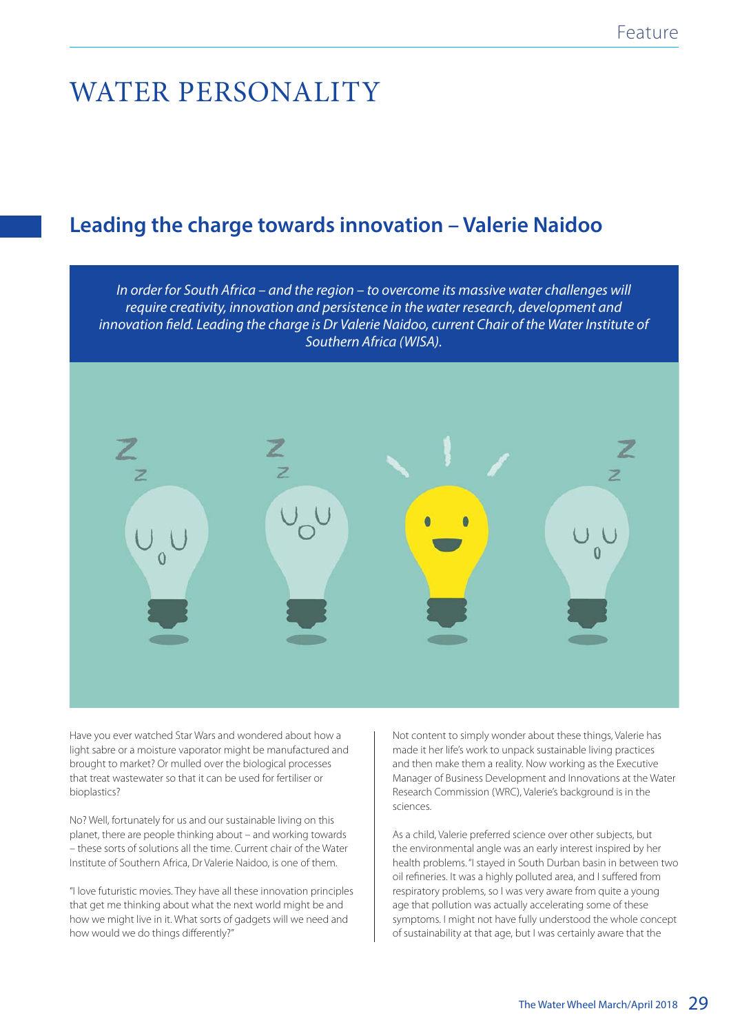# WATER PERSONALITY

## Leading the charge towards innovation – Valerie Naidoo

*In order for South Africa – and the region – to overcome its massive water challenges will require creativity, innovation and persistence in the water research, development and innovation field. Leading the charge is Dr Valerie Naidoo, current Chair of the Water Institute of Southern Africa (WISA).*

Have you ever watched Star Wars and wondered about how a light sabre or a moisture vaporator might be manufactured and brought to market? Or mulled over the biological processes that treat wastewater so that it can be used for fertiliser or bioplastics?

No? Well, fortunately for us and our sustainable living on this planet, there are people thinking about – and working towards – these sorts of solutions all the time. Current chair of the Water Institute of Southern Africa, Dr Valerie Naidoo, is one of them.

"I love futuristic movies. They have all these innovation principles that get me thinking about what the next world might be and how we might live in it. What sorts of gadgets will we need and how would we do things differently?"

Not content to simply wonder about these things, Valerie has made it her life's work to unpack sustainable living practices and then make them a reality. Now working as the Executive Manager of Business Development and Innovations at the Water Research Commission (WRC), Valerie's background is in the sciences.

As a child, Valerie preferred science over other subjects, but the environmental angle was an early interest inspired by her health problems. "I stayed in South Durban basin in between two oil refineries. It was a highly polluted area, and I suffered from respiratory problems, so I was very aware from quite a young age that pollution was actually accelerating some of these symptoms. I might not have fully understood the whole concept of sustainability at that age, but I was certainly aware that the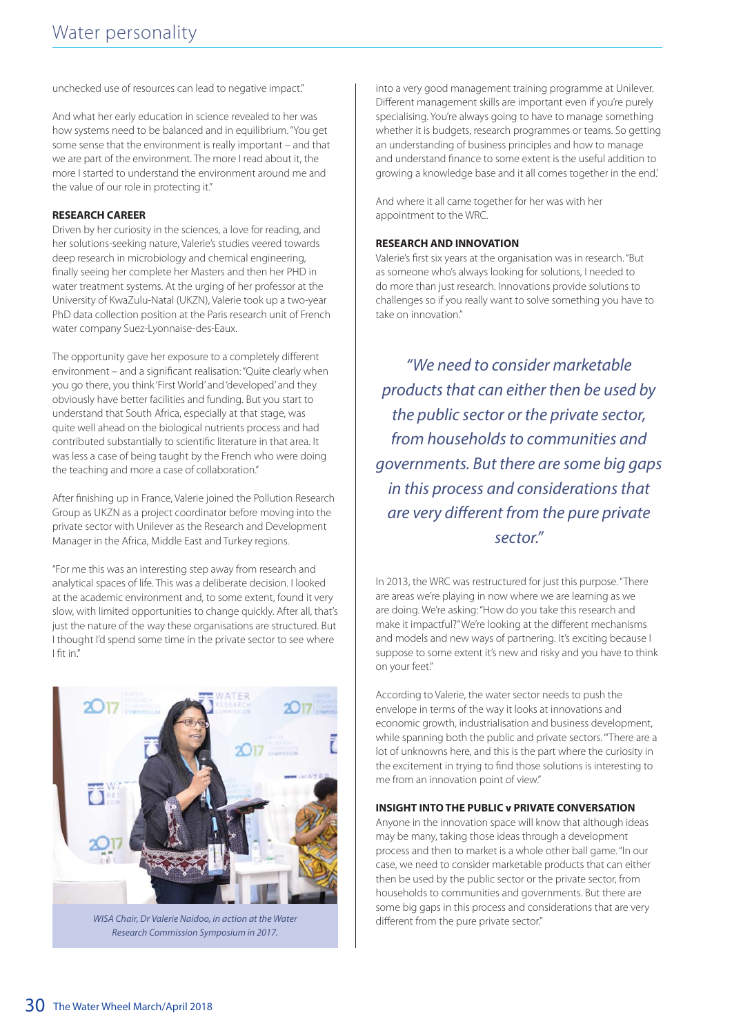unchecked use of resources can lead to negative impact."

And what her early education in science revealed to her was how systems need to be balanced and in equilibrium. "You get some sense that the environment is really important – and that we are part of the environment. The more I read about it, the more I started to understand the environment around me and the value of our role in protecting it."

**RESEARCH CAREER**

Driven by her curiosity in the sciences, a love for reading, and her solutions-seeking nature, Valerie's studies veered towards deep research in microbiology and chemical engineering, finally seeing her complete her Masters and then her PHD in water treatment systems. At the urging of her professor at the University of KwaZulu-Natal (UKZN), Valerie took up a two-year PhD data collection position at the Paris research unit of French water company Suez-Lyonnaise-des-Eaux.

The opportunity gave her exposure to a completely different environment – and a significant realisation: "Quite clearly when you go there, you think 'First World' and 'developed' and they obviously have better facilities and funding. But you start to understand that South Africa, especially at that stage, was quite well ahead on the biological nutrients process and had contributed substantially to scientific literature in that area. It was less a case of being taught by the French who were doing the teaching and more a case of collaboration."

After finishing up in France, Valerie joined the Pollution Research Group as UKZN as a project coordinator before moving into the private sector with Unilever as the Research and Development Manager in the Africa, Middle East and Turkey regions.

"For me this was an interesting step away from research and analytical spaces of life. This was a deliberate decision. I looked at the academic environment and, to some extent, found it very slow, with limited opportunities to change quickly. After all, that's just the nature of the way these organisations are structured. But I thought I'd spend some time in the private sector to see where I fit in."

*WISA Chair, Dr Valerie Naidoo, in action at the Water Research Commission Symposium in 2017.*

into a very good management training programme at Unilever. Different management skills are important even if you're purely specialising. You're always going to have to manage something whether it is budgets, research programmes or teams. So getting an understanding of business principles and how to manage and understand finance to some extent is the useful addition to growing a knowledge base and it all comes together in the end.'

And where it all came together for her was with her appointment to the WRC.

**RESEARCH AND INNOVATION**

Valerie's first six years at the organisation was in research. "But as someone who's always looking for solutions, I needed to do more than just research. Innovations provide solutions to challenges so if you really want to solve something you have to take on innovation."

> *"We need to consider marketable products that can either then be used by the public sector or the private sector, from households to communities and governments. But there are some big gaps in this process and considerations that are very different from the pure private sector."*

In 2013, the WRC was restructured for just this purpose. "There are areas we're playing in now where we are learning as we are doing. We're asking: "How do you take this research and make it impactful?" We're looking at the different mechanisms and models and new ways of partnering. It's exciting because I suppose to some extent it's new and risky and you have to think on your feet."

According to Valerie, the water sector needs to push the envelope in terms of the way it looks at innovations and economic growth, industrialisation and business development, while spanning both the public and private sectors. "There are a lot of unknowns here, and this is the part where the curiosity in the excitement in trying to find those solutions is interesting to me from an innovation point of view."

**INSIGHT INTO THE PUBLIC v PRIVATE CONVERSATION**

Anyone in the innovation space will know that although ideas may be many, taking those ideas through a development process and then to market is a whole other ball game. "In our case, we need to consider marketable products that can either then be used by the public sector or the private sector, from households to communities and governments. But there are some big gaps in this process and considerations that are very different from the pure private sector."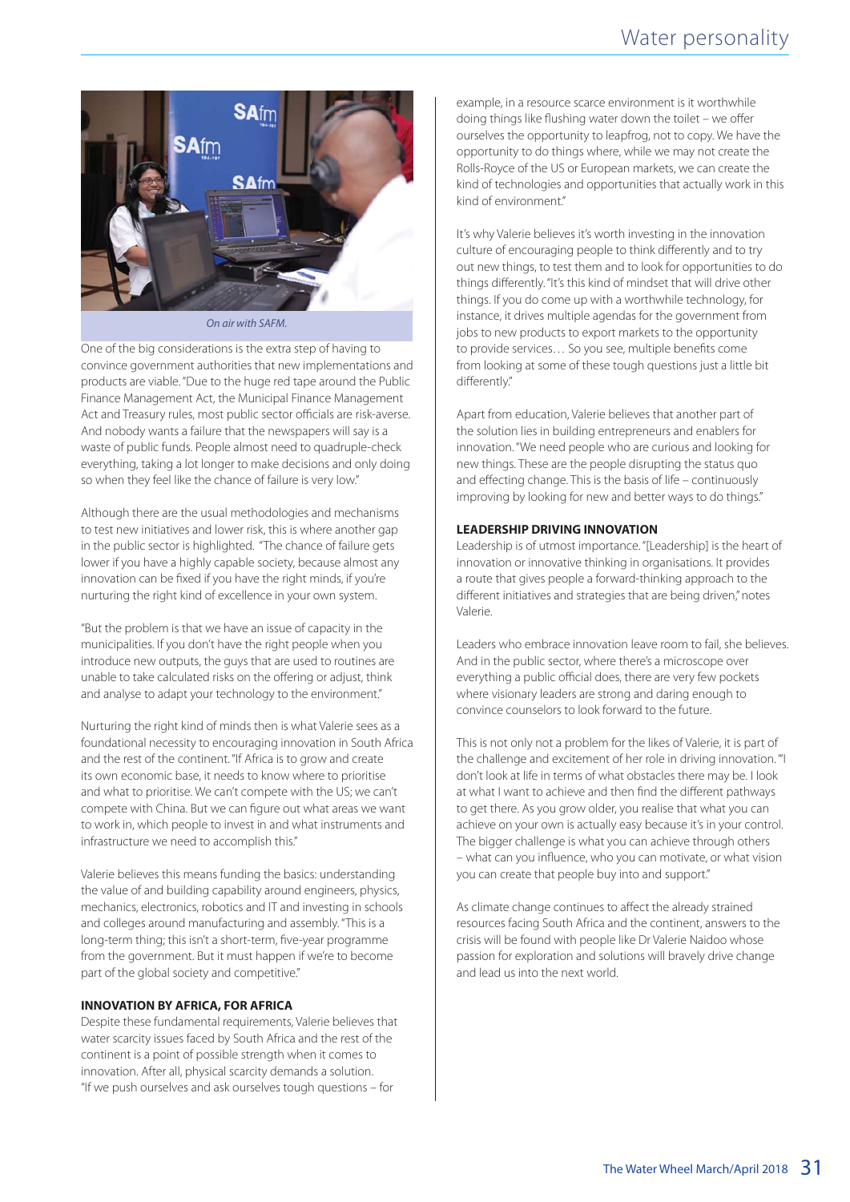On air with SAFM.

One of the big considerations is the extra step of having to convince government authorities that new implementations and products are viable. "Due to the huge red tape around the Public Finance Management Act, the Municipal Finance Management Act and Treasury rules, most public sector officials are risk-averse. And nobody wants a failure that the newspapers will say is a waste of public funds. People almost need to quadruple-check everything, taking a lot longer to make decisions and only doing so when they feel like the chance of failure is very low."

Although there are the usual methodologies and mechanisms to test new initiatives and lower risk, this is where another gap in the public sector is highlighted. "The chance of failure gets lower if you have a highly capable society, because almost any innovation can be fixed if you have the right minds, if you're nurturing the right kind of excellence in your own system.

"But the problem is that we have an issue of capacity in the municipalities. If you don't have the right people when you introduce new outputs, the guys that are used to routines are unable to take calculated risks on the offering or adjust, think and analyse to adapt your technology to the environment."

Nurturing the right kind of minds then is what Valerie sees as a foundational necessity to encouraging innovation in South Africa and the rest of the continent. "If Africa is to grow and create its own economic base, it needs to know where to prioritise and what to prioritise. We can't compete with the US; we can't compete with China. But we can figure out what areas we want to work in, which people to invest in and what instruments and infrastructure we need to accomplish this."

Valerie believes this means funding the basics: understanding the value of and building capability around engineers, physics, mechanics, electronics, robotics and IT and investing in schools and colleges around manufacturing and assembly. "This is a long-term thing; this isn't a short-term, five-year programme from the government. But it must happen if we're to become part of the global society and competitive."

**INNOVATION BY AFRICA, FOR AFRICA**

Despite these fundamental requirements, Valerie believes that water scarcity issues faced by South Africa and the rest of the continent is a point of possible strength when it comes to innovation. After all, physical scarcity demands a solution. "If we push ourselves and ask ourselves tough questions – for example, in a resource scarce environment is it worthwhile doing things like flushing water down the toilet – we offer ourselves the opportunity to leapfrog, not to copy. We have the opportunity to do things where, while we may not create the Rolls-Royce of the US or European markets, we can create the kind of technologies and opportunities that actually work in this kind of environment."

It's why Valerie believes it's worth investing in the innovation culture of encouraging people to think differently and to try out new things, to test them and to look for opportunities to do things differently. "It's this kind of mindset that will drive other things. If you do come up with a worthwhile technology, for instance, it drives multiple agendas for the government from jobs to new products to export markets to the opportunity to provide services… So you see, multiple benefits come from looking at some of these tough questions just a little bit differently."

Apart from education, Valerie believes that another part of the solution lies in building entrepreneurs and enablers for innovation. "We need people who are curious and looking for new things. These are the people disrupting the status quo and effecting change. This is the basis of life – continuously improving by looking for new and better ways to do things."

**LEADERSHIP DRIVING INNOVATION**

Leadership is of utmost importance. "[Leadership] is the heart of innovation or innovative thinking in organisations. It provides a route that gives people a forward-thinking approach to the different initiatives and strategies that are being driven," notes Valerie.

Leaders who embrace innovation leave room to fail, she believes. And in the public sector, where there's a microscope over everything a public official does, there are very few pockets where visionary leaders are strong and daring enough to convince counselors to look forward to the future.

This is not only not a problem for the likes of Valerie, it is part of the challenge and excitement of her role in driving innovation. "I don't look at life in terms of what obstacles there may be. I look at what I want to achieve and then find the different pathways to get there. As you grow older, you realise that what you can achieve on your own is actually easy because it's in your control. The bigger challenge is what you can achieve through others – what can you influence, who you can motivate, or what vision you can create that people buy into and support."

As climate change continues to affect the already strained resources facing South Africa and the continent, answers to the crisis will be found with people like Dr Valerie Naidoo whose passion for exploration and solutions will bravely drive change and lead us into the next world.